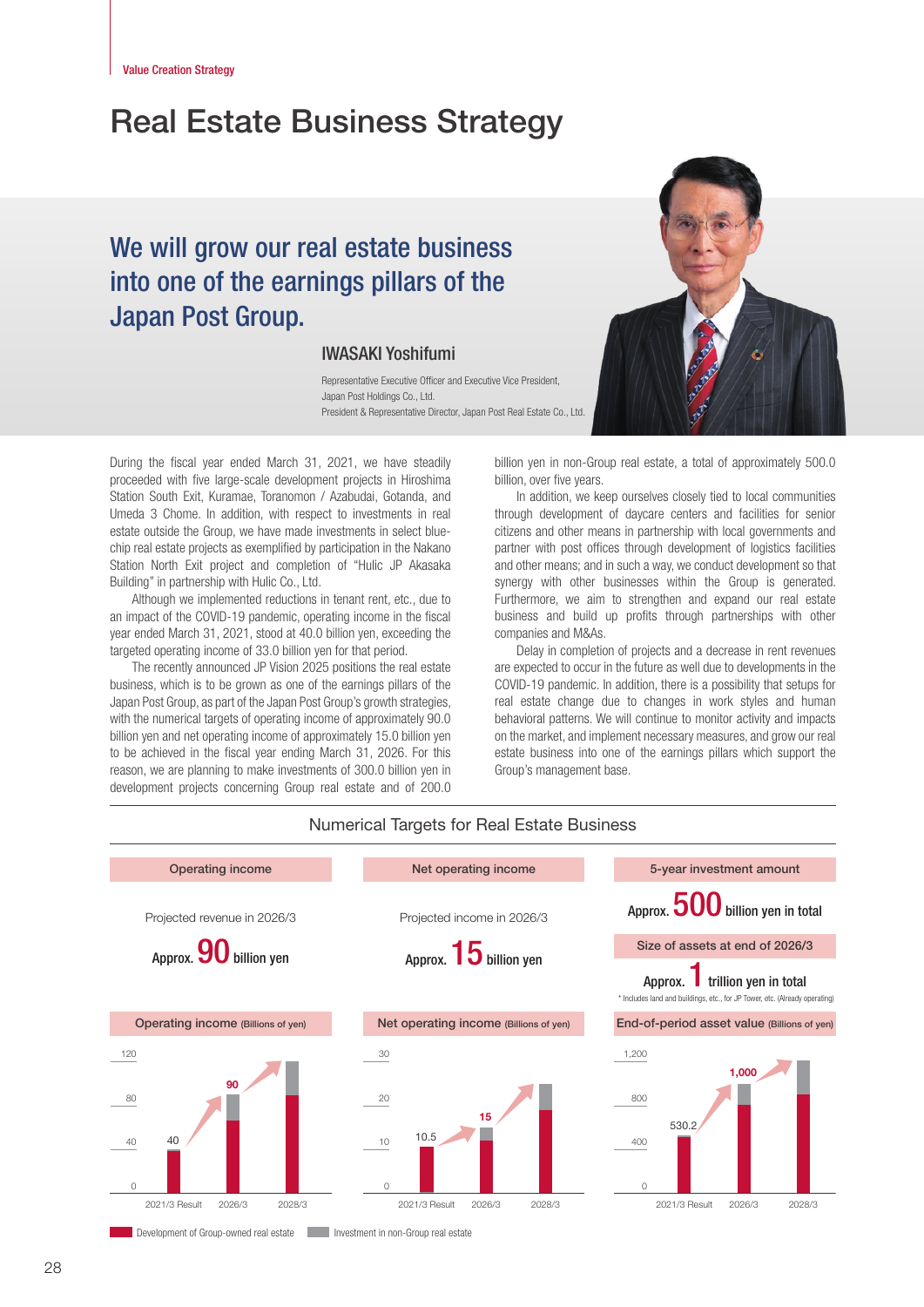Value Creation Strategy

# Real Estate Business Strategy

## We will grow our real estate business into one of the earnings pillars of the Japan Post Group.

**IWASAKI Yoshifumi**

Representative Executive Officer and Executive Vice President, Japan Post Holdings Co., Ltd.
President & Representative Director, Japan Post Real Estate Co., Ltd.

During the fiscal year ended March 31, 2021, we have steadily proceeded with five large-scale development projects in Hiroshima Station South Exit, Kuramae, Toranomon / Azabudai, Gotanda, and Umeda 3 Chome. In addition, with respect to investments in real estate outside the Group, we have made investments in select blue-chip real estate projects as exemplified by participation in the Nakano Station North Exit project and completion of "Hulic JP Akasaka Building" in partnership with Hulic Co., Ltd.

Although we implemented reductions in tenant rent, etc., due to an impact of the COVID-19 pandemic, operating income in the fiscal year ended March 31, 2021, stood at 40.0 billion yen, exceeding the targeted operating income of 33.0 billion yen for that period.

The recently announced JP Vision 2025 positions the real estate business, which is to be grown as one of the earnings pillars of the Japan Post Group, as part of the Japan Post Group's growth strategies, with the numerical targets of operating income of approximately 90.0 billion yen and net operating income of approximately 15.0 billion yen to be achieved in the fiscal year ending March 31, 2026. For this reason, we are planning to make investments of 300.0 billion yen in development projects concerning Group real estate and of 200.0 billion yen in non-Group real estate, a total of approximately 500.0 billion, over five years.

In addition, we keep ourselves closely tied to local communities through development of daycare centers and facilities for senior citizens and other means in partnership with local governments and partner with post offices through development of logistics facilities and other means; and in such a way, we conduct development so that synergy with other businesses within the Group is generated. Furthermore, we aim to strengthen and expand our real estate business and build up profits through partnerships with other companies and M&As.

Delay in completion of projects and a decrease in rent revenues are expected to occur in the future as well due to developments in the COVID-19 pandemic. In addition, there is a possibility that setups for real estate change due to changes in work styles and human behavioral patterns. We will continue to monitor activity and impacts on the market, and implement necessary measures, and grow our real estate business into one of the earnings pillars which support the Group's management base.

### Numerical Targets for Real Estate Business

**Operating income**

Projected revenue in 2026/3

Approx. **90** billion yen

**Net operating income**

Projected income in 2026/3

Approx. **15** billion yen

**5-year investment amount**

Approx. **500** billion yen in total

**Size of assets at end of 2026/3**

Approx. **1** trillion yen in total

* Includes land and buildings, etc., for JP Tower, etc. (Already operating)

**Operating income** (Billions of yen)

| | 2021/3 Result | 2026/3 | 2028/3 |
|---|---|---|---|
| Operating income | 40 | 90 | |

**Net operating income** (Billions of yen)

| | 2021/3 Result | 2026/3 | 2028/3 |
|---|---|---|---|
| Net operating income | 10.5 | 15 | |

**End-of-period asset value** (Billions of yen)

| | 2021/3 Result | 2026/3 | 2028/3 |
|---|---|---|---|
| Asset value | 530.2 | 1,000 | |

Development of Group-owned real estate / Investment in non-Group real estate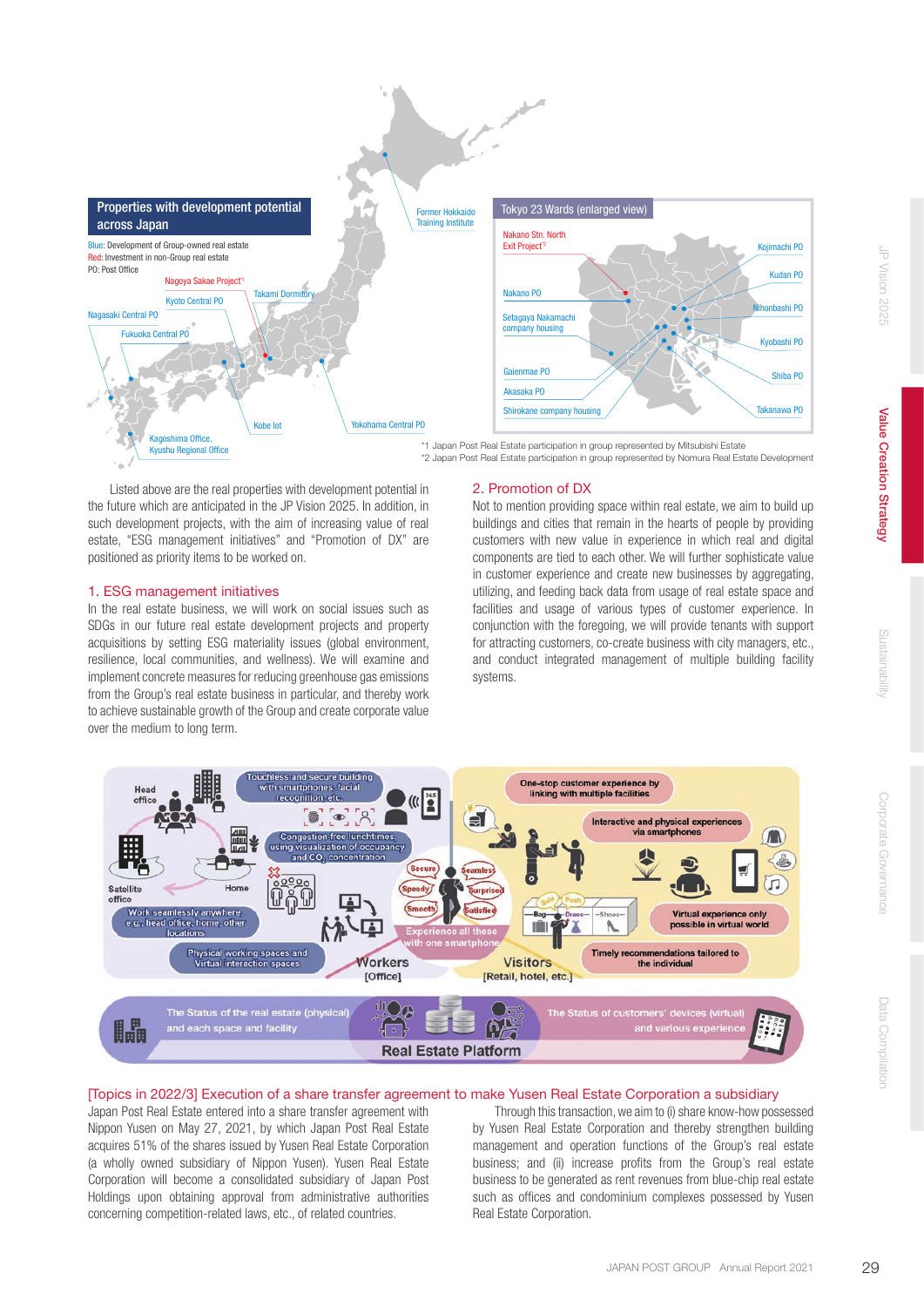## Properties with development potential across Japan

Blue: Development of Group-owned real estate
Red: Investment in non-Group real estate
PO: Post Office

Nagoya Sakae Project[*1]
Kyoto Central PO
Takami Dormitory
Nagasaki Central PO
Fukuoka Central PO
Former Hokkaido Training Institute
Kobe lot
Yokohama Central PO
Kagoshima Office, Kyushu Regional Office

### Tokyo 23 Wards (enlarged view)

Nakano Stn. North Exit Project[*2]
Nakano PO
Setagaya Nakamachi company housing
Gaienmae PO
Akasaka PO
Shirokane company housing
Kojimachi PO
Kudan PO
Nihonbashi PO
Kyobashi PO
Shiba PO
Takanawa PO

*1 Japan Post Real Estate participation in group represented by Mitsubishi Estate
*2 Japan Post Real Estate participation in group represented by Nomura Real Estate Development

Listed above are the real properties with development potential in the future which are anticipated in the JP Vision 2025. In addition, in such development projects, with the aim of increasing value of real estate, "ESG management initiatives" and "Promotion of DX" are positioned as priority items to be worked on.

### 1. ESG management initiatives

In the real estate business, we will work on social issues such as SDGs in our future real estate development projects and property acquisitions by setting ESG materiality issues (global environment, resilience, local communities, and wellness). We will examine and implement concrete measures for reducing greenhouse gas emissions from the Group's real estate business in particular, and thereby work to achieve sustainable growth of the Group and create corporate value over the medium to long term.

### 2. Promotion of DX

Not to mention providing space within real estate, we aim to build up buildings and cities that remain in the hearts of people by providing customers with new value in experience in which real and digital components are tied to each other. We will further sophisticate value in customer experience and create new businesses by aggregating, utilizing, and feeding back data from usage of real estate space and facilities and usage of various types of customer experience. In conjunction with the foregoing, we will provide tenants with support for attracting customers, co-create business with city managers, etc., and conduct integrated management of multiple building facility systems.

Head office
Satellite office
Home
Touchless and secure building with smartphones, facial recognition, etc.
Congestion-free lunchtimes, using visualization of occupancy and $CO_2$ concentration
Work seamlessly anywhere, e.g., head office, home, other locations
Physical working spaces and Virtual interaction spaces
Workers [Office]
Secure
Speedy
Smooth
Seamless
Surprised
Satisfied
Experience all these with one smartphone
One-stop customer experience by linking with multiple facilities
Interactive and physical experiences via smartphones
Virtual experience only possible in virtual world
Timely recommendations tailored to the individual
Bag
Dress
Shoes
Sale
Push
Visitors [Retail, hotel, etc.]
The Status of the real estate (physical) and each space and facility
The Status of customers' devices (virtual) and various experience
Real Estate Platform

## [Topics in 2022/3] Execution of a share transfer agreement to make Yusen Real Estate Corporation a subsidiary

Japan Post Real Estate entered into a share transfer agreement with Nippon Yusen on May 27, 2021, by which Japan Post Real Estate acquires 51% of the shares issued by Yusen Real Estate Corporation (a wholly owned subsidiary of Nippon Yusen). Yusen Real Estate Corporation will become a consolidated subsidiary of Japan Post Holdings upon obtaining approval from administrative authorities concerning competition-related laws, etc., of related countries.

Through this transaction, we aim to (i) share know-how possessed by Yusen Real Estate Corporation and thereby strengthen building management and operation functions of the Group's real estate business; and (ii) increase profits from the Group's real estate business to be generated as rent revenues from blue-chip real estate such as offices and condominium complexes possessed by Yusen Real Estate Corporation.